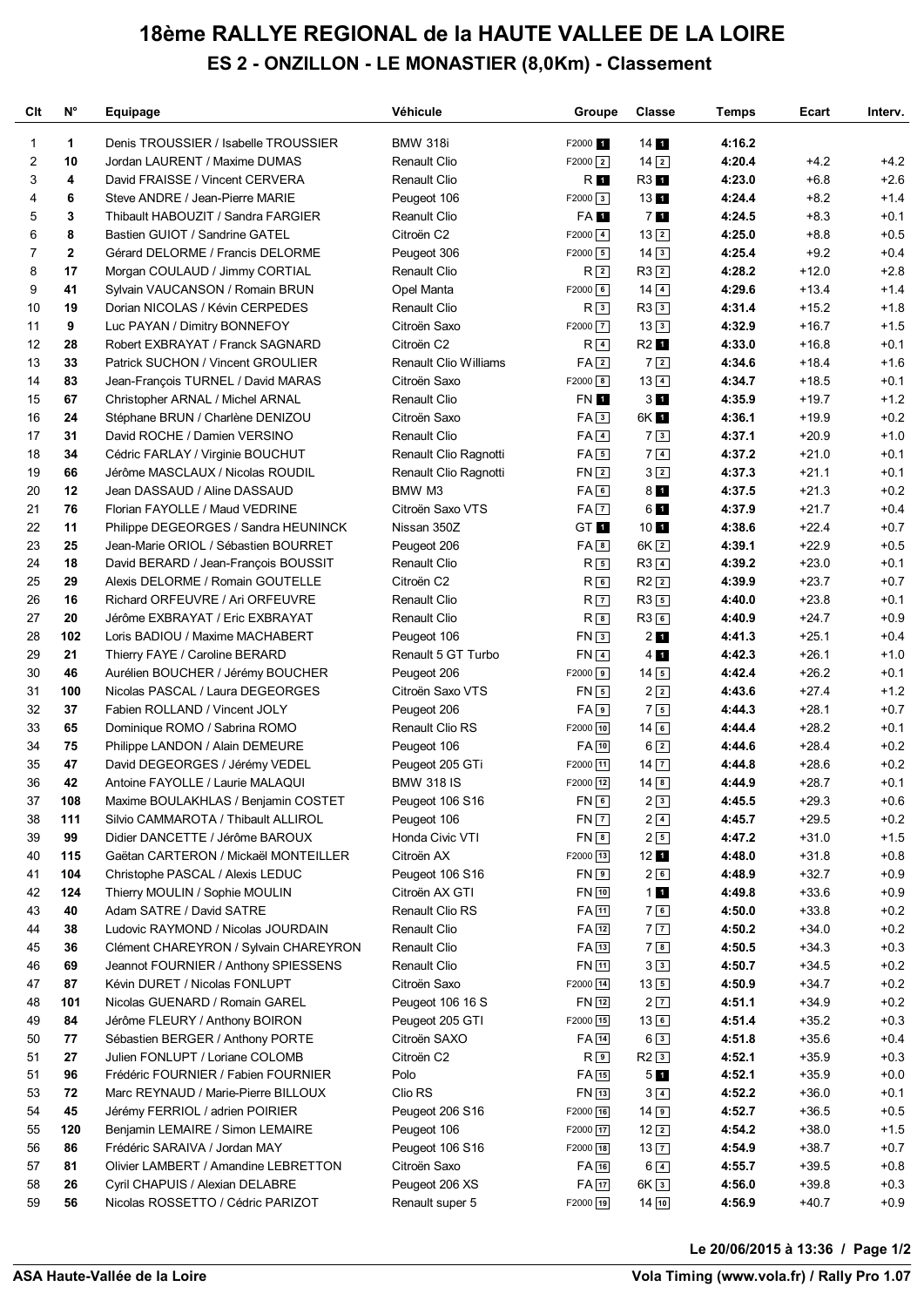# 18ème RALLYE REGIONAL de la HAUTE VALLEE DE LA LOIRE

## ES 2 - ONZILLON - LE MONASTIER (8,0Km) - Classement

| Clt | N° | Equipage | Véhicule | Groupe | Classe | Temps | Ecart | Interv. |
|---|---|---|---|---|---|---|---|---|
| 1 | 1 | Denis TROUSSIER / Isabelle TROUSSIER | BMW 318i | F2000 1 | 14 1 | 4:16.2 | | |
| 2 | 10 | Jordan LAURENT / Maxime DUMAS | Renault Clio | F2000 2 | 14 2 | 4:20.4 | +4.2 | +4.2 |
| 3 | 4 | David FRAISSE / Vincent CERVERA | Renault Clio | R 1 | R3 1 | 4:23.0 | +6.8 | +2.6 |
| 4 | 6 | Steve ANDRE / Jean-Pierre MARIE | Peugeot 106 | F2000 3 | 13 1 | 4:24.4 | +8.2 | +1.4 |
| 5 | 3 | Thibault HABOUZIT / Sandra FARGIER | Reanult Clio | FA 1 | 7 1 | 4:24.5 | +8.3 | +0.1 |
| 6 | 8 | Bastien GUIOT / Sandrine GATEL | Citroën C2 | F2000 4 | 13 2 | 4:25.0 | +8.8 | +0.5 |
| 7 | 2 | Gérard DELORME / Francis DELORME | Peugeot 306 | F2000 5 | 14 3 | 4:25.4 | +9.2 | +0.4 |
| 8 | 17 | Morgan COULAUD / Jimmy CORTIAL | Renault Clio | R 2 | R3 2 | 4:28.2 | +12.0 | +2.8 |
| 9 | 41 | Sylvain VAUCANSON / Romain BRUN | Opel Manta | F2000 6 | 14 4 | 4:29.6 | +13.4 | +1.4 |
| 10 | 19 | Dorian NICOLAS / Kévin CERPEDES | Renault Clio | R 3 | R3 3 | 4:31.4 | +15.2 | +1.8 |
| 11 | 9 | Luc PAYAN / Dimitry BONNEFOY | Citroën Saxo | F2000 7 | 13 3 | 4:32.9 | +16.7 | +1.5 |
| 12 | 28 | Robert EXBRAYAT / Franck SAGNARD | Citroën C2 | R 4 | R2 1 | 4:33.0 | +16.8 | +0.1 |
| 13 | 33 | Patrick SUCHON / Vincent GROULIER | Renault Clio Williams | FA 2 | 7 2 | 4:34.6 | +18.4 | +1.6 |
| 14 | 83 | Jean-François TURNEL / David MARAS | Citroën Saxo | F2000 8 | 13 4 | 4:34.7 | +18.5 | +0.1 |
| 15 | 67 | Christopher ARNAL / Michel ARNAL | Renault Clio | FN 1 | 3 1 | 4:35.9 | +19.7 | +1.2 |
| 16 | 24 | Stéphane BRUN / Charlène DENIZOU | Citroën Saxo | FA 3 | 6K 1 | 4:36.1 | +19.9 | +0.2 |
| 17 | 31 | David ROCHE / Damien VERSINO | Renault Clio | FA 4 | 7 3 | 4:37.1 | +20.9 | +1.0 |
| 18 | 34 | Cédric FARLAY / Virginie BOUCHUT | Renault Clio Ragnotti | FA 5 | 7 4 | 4:37.2 | +21.0 | +0.1 |
| 19 | 66 | Jérôme MASCLAUX / Nicolas ROUDIL | Renault Clio Ragnotti | FN 2 | 3 2 | 4:37.3 | +21.1 | +0.1 |
| 20 | 12 | Jean DASSAUD / Aline DASSAUD | BMW M3 | FA 6 | 8 1 | 4:37.5 | +21.3 | +0.2 |
| 21 | 76 | Florian FAYOLLE / Maud VEDRINE | Citroën Saxo VTS | FA 7 | 6 1 | 4:37.9 | +21.7 | +0.4 |
| 22 | 11 | Philippe DEGEORGES / Sandra HEUNINCK | Nissan 350Z | GT 1 | 10 1 | 4:38.6 | +22.4 | +0.7 |
| 23 | 25 | Jean-Marie ORIOL / Sébastien BOURRET | Peugeot 206 | FA 8 | 6K 2 | 4:39.1 | +22.9 | +0.5 |
| 24 | 18 | David BERARD / Jean-François BOUSSIT | Renault Clio | R 5 | R3 4 | 4:39.2 | +23.0 | +0.1 |
| 25 | 29 | Alexis DELORME / Romain GOUTELLE | Citroën C2 | R 6 | R2 2 | 4:39.9 | +23.7 | +0.7 |
| 26 | 16 | Richard ORFEUVRE / Ari ORFEUVRE | Renault Clio | R 7 | R3 5 | 4:40.0 | +23.8 | +0.1 |
| 27 | 20 | Jérôme EXBRAYAT / Eric EXBRAYAT | Renault Clio | R 8 | R3 6 | 4:40.9 | +24.7 | +0.9 |
| 28 | 102 | Loris BADIOU / Maxime MACHABERT | Peugeot 106 | FN 3 | 2 1 | 4:41.3 | +25.1 | +0.4 |
| 29 | 21 | Thierry FAYE / Caroline BERARD | Renault 5 GT Turbo | FN 4 | 4 1 | 4:42.3 | +26.1 | +1.0 |
| 30 | 46 | Aurélien BOUCHER / Jérémy BOUCHER | Peugeot 206 | F2000 9 | 14 5 | 4:42.4 | +26.2 | +0.1 |
| 31 | 100 | Nicolas PASCAL / Laura DEGEORGES | Citroën Saxo VTS | FN 5 | 2 2 | 4:43.6 | +27.4 | +1.2 |
| 32 | 37 | Fabien ROLLAND / Vincent JOLY | Peugeot 206 | FA 9 | 7 5 | 4:44.3 | +28.1 | +0.7 |
| 33 | 65 | Dominique ROMO / Sabrina ROMO | Renault Clio RS | F2000 10 | 14 6 | 4:44.4 | +28.2 | +0.1 |
| 34 | 75 | Philippe LANDON / Alain DEMEURE | Peugeot 106 | FA 10 | 6 2 | 4:44.6 | +28.4 | +0.2 |
| 35 | 47 | David DEGEORGES / Jérémy VEDEL | Peugeot 205 GTi | F2000 11 | 14 7 | 4:44.8 | +28.6 | +0.2 |
| 36 | 42 | Antoine FAYOLLE / Laurie MALAQUI | BMW 318 IS | F2000 12 | 14 8 | 4:44.9 | +28.7 | +0.1 |
| 37 | 108 | Maxime BOULAKHLAS / Benjamin COSTET | Peugeot 106 S16 | FN 6 | 2 3 | 4:45.5 | +29.3 | +0.6 |
| 38 | 111 | Silvio CAMMAROTA / Thibault ALLIROL | Peugeot 106 | FN 7 | 2 4 | 4:45.7 | +29.5 | +0.2 |
| 39 | 99 | Didier DANCETTE / Jérôme BAROUX | Honda Civic VTI | FN 8 | 2 5 | 4:47.2 | +31.0 | +1.5 |
| 40 | 115 | Gaëtan CARTERON / Mickaël MONTEILLER | Citroën AX | F2000 13 | 12 1 | 4:48.0 | +31.8 | +0.8 |
| 41 | 104 | Christophe PASCAL / Alexis LEDUC | Peugeot 106 S16 | FN 9 | 2 6 | 4:48.9 | +32.7 | +0.9 |
| 42 | 124 | Thierry MOULIN / Sophie MOULIN | Citroën AX GTI | FN 10 | 1 1 | 4:49.8 | +33.6 | +0.9 |
| 43 | 40 | Adam SATRE / David SATRE | Renault Clio RS | FA 11 | 7 6 | 4:50.0 | +33.8 | +0.2 |
| 44 | 38 | Ludovic RAYMOND / Nicolas JOURDAIN | Renault Clio | FA 12 | 7 7 | 4:50.2 | +34.0 | +0.2 |
| 45 | 36 | Clément CHAREYRON / Sylvain CHAREYRON | Renault Clio | FA 13 | 7 8 | 4:50.5 | +34.3 | +0.3 |
| 46 | 69 | Jeannot FOURNIER / Anthony SPIESSENS | Renault Clio | FN 11 | 3 3 | 4:50.7 | +34.5 | +0.2 |
| 47 | 87 | Kévin DURET / Nicolas FONLUPT | Citroën Saxo | F2000 14 | 13 5 | 4:50.9 | +34.7 | +0.2 |
| 48 | 101 | Nicolas GUENARD / Romain GAREL | Peugeot 106 16 S | FN 12 | 2 7 | 4:51.1 | +34.9 | +0.2 |
| 49 | 84 | Jérôme FLEURY / Anthony BOIRON | Peugeot 205 GTI | F2000 15 | 13 6 | 4:51.4 | +35.2 | +0.3 |
| 50 | 77 | Sébastien BERGER / Anthony PORTE | Citroën SAXO | FA 14 | 6 3 | 4:51.8 | +35.6 | +0.4 |
| 51 | 27 | Julien FONLUPT / Loriane COLOMB | Citroën C2 | R 9 | R2 3 | 4:52.1 | +35.9 | +0.3 |
| 51 | 96 | Frédéric FOURNIER / Fabien FOURNIER | Polo | FA 15 | 5 1 | 4:52.1 | +35.9 | +0.0 |
| 53 | 72 | Marc REYNAUD / Marie-Pierre BILLOUX | Clio RS | FN 13 | 3 4 | 4:52.2 | +36.0 | +0.1 |
| 54 | 45 | Jérémy FERRIOL / adrien POIRIER | Peugeot 206 S16 | F2000 16 | 14 9 | 4:52.7 | +36.5 | +0.5 |
| 55 | 120 | Benjamin LEMAIRE / Simon LEMAIRE | Peugeot 106 | F2000 17 | 12 2 | 4:54.2 | +38.0 | +1.5 |
| 56 | 86 | Frédéric SARAIVA / Jordan MAY | Peugeot 106 S16 | F2000 18 | 13 7 | 4:54.9 | +38.7 | +0.7 |
| 57 | 81 | Olivier LAMBERT / Amandine LEBRETTON | Citroën Saxo | FA 16 | 6 4 | 4:55.7 | +39.5 | +0.8 |
| 58 | 26 | Cyril CHAPUIS / Alexian DELABRE | Peugeot 206 XS | FA 17 | 6K 3 | 4:56.0 | +39.8 | +0.3 |
| 59 | 56 | Nicolas ROSSETTO / Cédric PARIZOT | Renault super 5 | F2000 19 | 14 10 | 4:56.9 | +40.7 | +0.9 |

**Le 20/06/2015 à 13:36**

**ASA Haute-Vallée de la Loire** — **Vola Timing (www.vola.fr) / Rally Pro 1.07**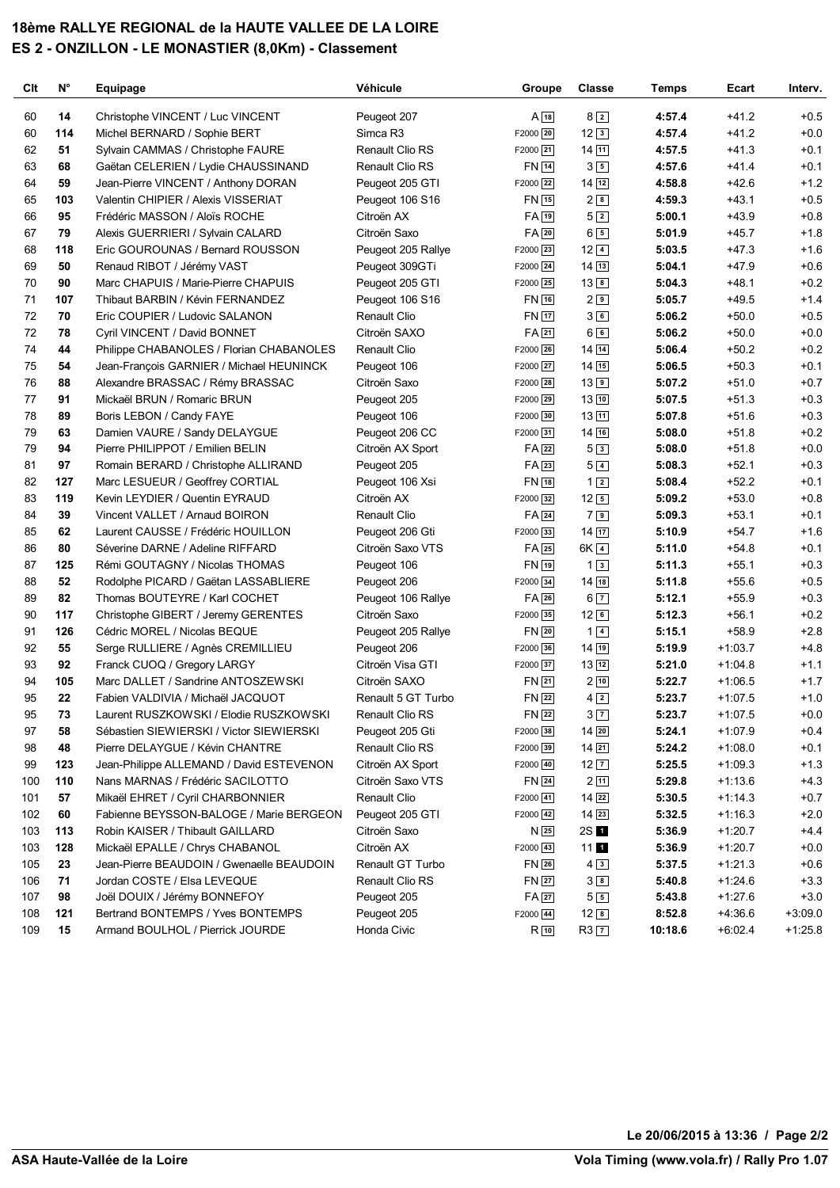# 18ème RALLYE REGIONAL de la HAUTE VALLEE DE LA LOIRE

## ES 2 - ONZILLON - LE MONASTIER (8,0Km) - Classement

| Clt | N° | Equipage | Véhicule | Groupe | Classe | Temps | Ecart | Interv. |
|---|---|---|---|---|---|---|---|---|
| 60 | 14 | Christophe VINCENT / Luc VINCENT | Peugeot 207 | A 18 | 8 2 | 4:57.4 | +41.2 | +0.5 |
| 60 | 114 | Michel BERNARD / Sophie BERT | Simca R3 | F2000 20 | 12 3 | 4:57.4 | +41.2 | +0.0 |
| 62 | 51 | Sylvain CAMMAS / Christophe FAURE | Renault Clio RS | F2000 21 | 14 11 | 4:57.5 | +41.3 | +0.1 |
| 63 | 68 | Gaëtan CELERIEN / Lydie CHAUSSINAND | Renault Clio RS | FN 14 | 3 5 | 4:57.6 | +41.4 | +0.1 |
| 64 | 59 | Jean-Pierre VINCENT / Anthony DORAN | Peugeot 205 GTI | F2000 22 | 14 12 | 4:58.8 | +42.6 | +1.2 |
| 65 | 103 | Valentin CHIPIER / Alexis VISSERIAT | Peugeot 106 S16 | FN 15 | 2 8 | 4:59.3 | +43.1 | +0.5 |
| 66 | 95 | Frédéric MASSON / Aloïs ROCHE | Citroën AX | FA 19 | 5 2 | 5:00.1 | +43.9 | +0.8 |
| 67 | 79 | Alexis GUERRIERI / Sylvain CALARD | Citroën Saxo | FA 20 | 6 5 | 5:01.9 | +45.7 | +1.8 |
| 68 | 118 | Eric GOUROUNAS / Bernard ROUSSON | Peugeot 205 Rallye | F2000 23 | 12 4 | 5:03.5 | +47.3 | +1.6 |
| 69 | 50 | Renaud RIBOT / Jérémy VAST | Peugeot 309GTi | F2000 24 | 14 13 | 5:04.1 | +47.9 | +0.6 |
| 70 | 90 | Marc CHAPUIS / Marie-Pierre CHAPUIS | Peugeot 205 GTI | F2000 25 | 13 8 | 5:04.3 | +48.1 | +0.2 |
| 71 | 107 | Thibaut BARBIN / Kévin FERNANDEZ | Peugeot 106 S16 | FN 16 | 2 9 | 5:05.7 | +49.5 | +1.4 |
| 72 | 70 | Eric COUPIER / Ludovic SALANON | Renault Clio | FN 17 | 3 6 | 5:06.2 | +50.0 | +0.5 |
| 72 | 78 | Cyril VINCENT / David BONNET | Citroën SAXO | FA 21 | 6 6 | 5:06.2 | +50.0 | +0.0 |
| 74 | 44 | Philippe CHABANOLES / Florian CHABANOLES | Renault Clio | F2000 26 | 14 14 | 5:06.4 | +50.2 | +0.2 |
| 75 | 54 | Jean-François GARNIER / Michael HEUNINCK | Peugeot 106 | F2000 27 | 14 15 | 5:06.5 | +50.3 | +0.1 |
| 76 | 88 | Alexandre BRASSAC / Rémy BRASSAC | Citroën Saxo | F2000 28 | 13 9 | 5:07.2 | +51.0 | +0.7 |
| 77 | 91 | Mickaël BRUN / Romaric BRUN | Peugeot 205 | F2000 29 | 13 10 | 5:07.5 | +51.3 | +0.3 |
| 78 | 89 | Boris LEBON / Candy FAYE | Peugeot 106 | F2000 30 | 13 11 | 5:07.8 | +51.6 | +0.3 |
| 79 | 63 | Damien VAURE / Sandy DELAYGUE | Peugeot 206 CC | F2000 31 | 14 16 | 5:08.0 | +51.8 | +0.2 |
| 79 | 94 | Pierre PHILIPPOT / Emilien BELIN | Citroën AX Sport | FA 22 | 5 3 | 5:08.0 | +51.8 | +0.0 |
| 81 | 97 | Romain BERARD / Christophe ALLIRAND | Peugeot 205 | FA 23 | 5 4 | 5:08.3 | +52.1 | +0.3 |
| 82 | 127 | Marc LESUEUR / Geoffrey CORTIAL | Peugeot 106 Xsi | FN 18 | 1 2 | 5:08.4 | +52.2 | +0.1 |
| 83 | 119 | Kevin LEYDIER / Quentin EYRAUD | Citroën AX | F2000 32 | 12 5 | 5:09.2 | +53.0 | +0.8 |
| 84 | 39 | Vincent VALLET / Arnaud BOIRON | Renault Clio | FA 24 | 7 9 | 5:09.3 | +53.1 | +0.1 |
| 85 | 62 | Laurent CAUSSE / Frédéric HOUILLON | Peugeot 206 Gti | F2000 33 | 14 17 | 5:10.9 | +54.7 | +1.6 |
| 86 | 80 | Séverine DARNE / Adeline RIFFARD | Citroën Saxo VTS | FA 25 | 6K 4 | 5:11.0 | +54.8 | +0.1 |
| 87 | 125 | Rémi GOUTAGNY / Nicolas THOMAS | Peugeot 106 | FN 19 | 1 3 | 5:11.3 | +55.1 | +0.3 |
| 88 | 52 | Rodolphe PICARD / Gaëtan LASSABLIERE | Peugeot 206 | F2000 34 | 14 18 | 5:11.8 | +55.6 | +0.5 |
| 89 | 82 | Thomas BOUTEYRE / Karl COCHET | Peugeot 106 Rallye | FA 26 | 6 7 | 5:12.1 | +55.9 | +0.3 |
| 90 | 117 | Christophe GIBERT / Jeremy GERENTES | Citroën Saxo | F2000 35 | 12 6 | 5:12.3 | +56.1 | +0.2 |
| 91 | 126 | Cédric MOREL / Nicolas BEQUE | Peugeot 205 Rallye | FN 20 | 1 4 | 5:15.1 | +58.9 | +2.8 |
| 92 | 55 | Serge RULLIERE / Agnès CREMILLIEU | Peugeot 206 | F2000 36 | 14 19 | 5:19.9 | +1:03.7 | +4.8 |
| 93 | 92 | Franck CUOQ / Gregory LARGY | Citroën Visa GTI | F2000 37 | 13 12 | 5:21.0 | +1:04.8 | +1.1 |
| 94 | 105 | Marc DALLET / Sandrine ANTOSZEWSKI | Citroën SAXO | FN 21 | 2 10 | 5:22.7 | +1:06.5 | +1.7 |
| 95 | 22 | Fabien VALDIVIA / Michaël JACQUOT | Renault 5 GT Turbo | FN 22 | 4 2 | 5:23.7 | +1:07.5 | +1.0 |
| 95 | 73 | Laurent RUSZKOWSKI / Elodie RUSZKOWSKI | Renault Clio RS | FN 22 | 3 7 | 5:23.7 | +1:07.5 | +0.0 |
| 97 | 58 | Sébastien SIEWIERSKI / Victor SIEWIERSKI | Peugeot 205 Gti | F2000 38 | 14 20 | 5:24.1 | +1:07.9 | +0.4 |
| 98 | 48 | Pierre DELAYGUE / Kévin CHANTRE | Renault Clio RS | F2000 39 | 14 21 | 5:24.2 | +1:08.0 | +0.1 |
| 99 | 123 | Jean-Philippe ALLEMAND / David ESTEVENON | Citroën AX Sport | F2000 40 | 12 7 | 5:25.5 | +1:09.3 | +1.3 |
| 100 | 110 | Nans MARNAS / Frédéric SACILOTTO | Citroën Saxo VTS | FN 24 | 2 11 | 5:29.8 | +1:13.6 | +4.3 |
| 101 | 57 | Mikaël EHRET / Cyril CHARBONNIER | Renault Clio | F2000 41 | 14 22 | 5:30.5 | +1:14.3 | +0.7 |
| 102 | 60 | Fabienne BEYSSON-BALOGE / Marie BERGEON | Peugeot 205 GTI | F2000 42 | 14 23 | 5:32.5 | +1:16.3 | +2.0 |
| 103 | 113 | Robin KAISER / Thibault GAILLARD | Citroën Saxo | N 25 | 2S 1 | 5:36.9 | +1:20.7 | +4.4 |
| 103 | 128 | Mickaël EPALLE / Chrys CHABANOL | Citroën AX | F2000 43 | 11 1 | 5:36.9 | +1:20.7 | +0.0 |
| 105 | 23 | Jean-Pierre BEAUDOIN / Gwenaelle BEAUDOIN | Renault GT Turbo | FN 26 | 4 3 | 5:37.5 | +1:21.3 | +0.6 |
| 106 | 71 | Jordan COSTE / Elsa LEVEQUE | Renault Clio RS | FN 27 | 3 8 | 5:40.8 | +1:24.6 | +3.3 |
| 107 | 98 | Joël DOUIX / Jérémy BONNEFOY | Peugeot 205 | FA 27 | 5 5 | 5:43.8 | +1:27.6 | +3.0 |
| 108 | 121 | Bertrand BONTEMPS / Yves BONTEMPS | Peugeot 205 | F2000 44 | 12 8 | 8:52.8 | +4:36.6 | +3:09.0 |
| 109 | 15 | Armand BOULHOL / Pierrick JOURDE | Honda Civic | R 10 | R3 7 | 10:18.6 | +6:02.4 | +1:25.8 |

Le 20/06/2015 à 13:36

ASA Haute-Vallée de la Loire — Vola Timing (www.vola.fr) / Rally Pro 1.07